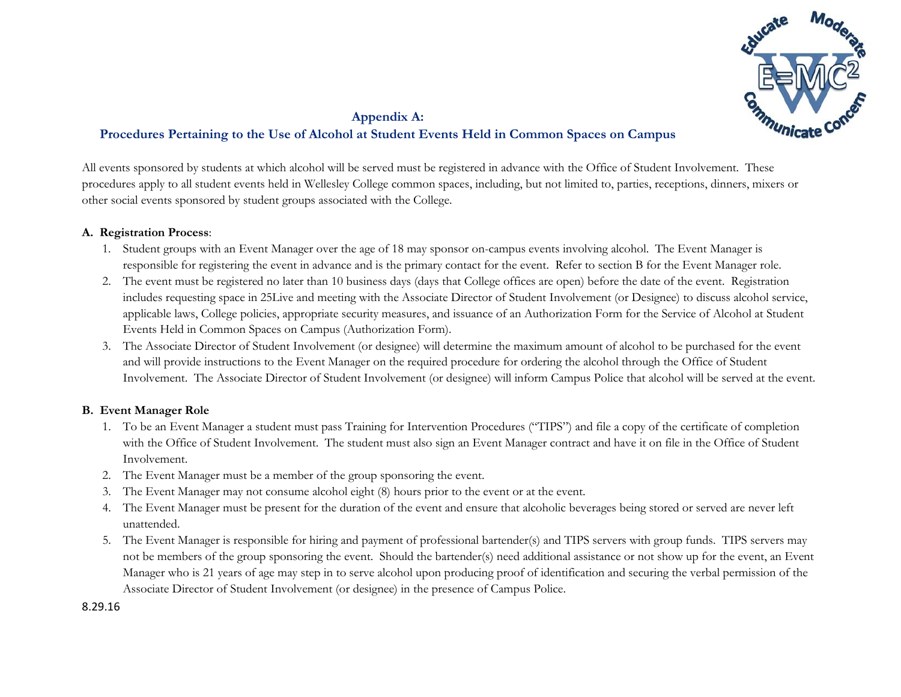## Appendix A:
## Procedures Pertaining to the Use of Alcohol at Student Events Held in Common Spaces on Campus

All events sponsored by students at which alcohol will be served must be registered in advance with the Office of Student Involvement. These procedures apply to all student events held in Wellesley College common spaces, including, but not limited to, parties, receptions, dinners, mixers or other social events sponsored by student groups associated with the College.

### A. Registration Process:

1. Student groups with an Event Manager over the age of 18 may sponsor on-campus events involving alcohol. The Event Manager is responsible for registering the event in advance and is the primary contact for the event. Refer to section B for the Event Manager role.
2. The event must be registered no later than 10 business days (days that College offices are open) before the date of the event. Registration includes requesting space in 25Live and meeting with the Associate Director of Student Involvement (or Designee) to discuss alcohol service, applicable laws, College policies, appropriate security measures, and issuance of an Authorization Form for the Service of Alcohol at Student Events Held in Common Spaces on Campus (Authorization Form).
3. The Associate Director of Student Involvement (or designee) will determine the maximum amount of alcohol to be purchased for the event and will provide instructions to the Event Manager on the required procedure for ordering the alcohol through the Office of Student Involvement. The Associate Director of Student Involvement (or designee) will inform Campus Police that alcohol will be served at the event.

### B. Event Manager Role

1. To be an Event Manager a student must pass Training for Intervention Procedures ("TIPS") and file a copy of the certificate of completion with the Office of Student Involvement. The student must also sign an Event Manager contract and have it on file in the Office of Student Involvement.
2. The Event Manager must be a member of the group sponsoring the event.
3. The Event Manager may not consume alcohol eight (8) hours prior to the event or at the event.
4. The Event Manager must be present for the duration of the event and ensure that alcoholic beverages being stored or served are never left unattended.
5. The Event Manager is responsible for hiring and payment of professional bartender(s) and TIPS servers with group funds. TIPS servers may not be members of the group sponsoring the event. Should the bartender(s) need additional assistance or not show up for the event, an Event Manager who is 21 years of age may step in to serve alcohol upon producing proof of identification and securing the verbal permission of the Associate Director of Student Involvement (or designee) in the presence of Campus Police.

8.29.16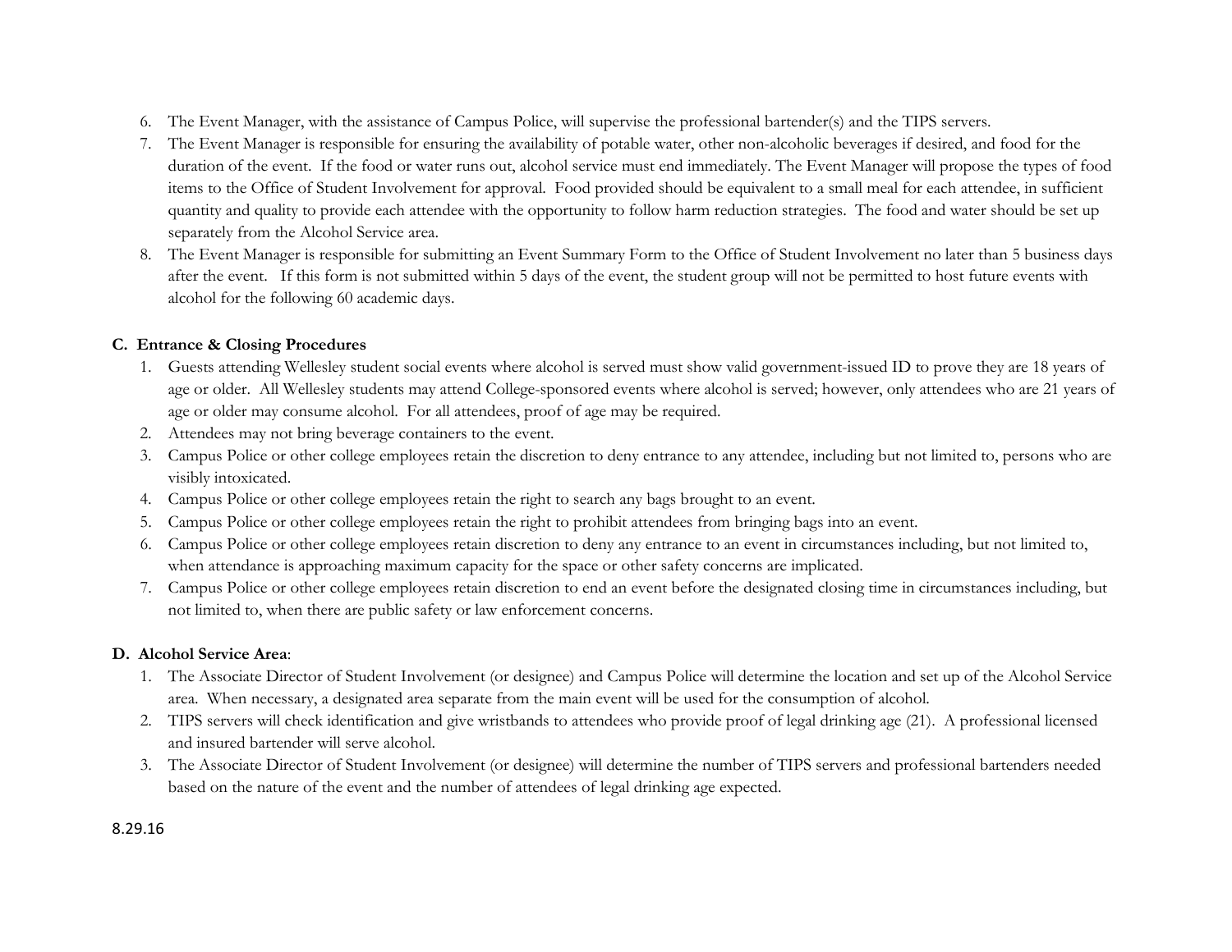6. The Event Manager, with the assistance of Campus Police, will supervise the professional bartender(s) and the TIPS servers.
7. The Event Manager is responsible for ensuring the availability of potable water, other non-alcoholic beverages if desired, and food for the duration of the event. If the food or water runs out, alcohol service must end immediately. The Event Manager will propose the types of food items to the Office of Student Involvement for approval. Food provided should be equivalent to a small meal for each attendee, in sufficient quantity and quality to provide each attendee with the opportunity to follow harm reduction strategies. The food and water should be set up separately from the Alcohol Service area.
8. The Event Manager is responsible for submitting an Event Summary Form to the Office of Student Involvement no later than 5 business days after the event. If this form is not submitted within 5 days of the event, the student group will not be permitted to host future events with alcohol for the following 60 academic days.

**C. Entrance & Closing Procedures**

1. Guests attending Wellesley student social events where alcohol is served must show valid government-issued ID to prove they are 18 years of age or older. All Wellesley students may attend College-sponsored events where alcohol is served; however, only attendees who are 21 years of age or older may consume alcohol. For all attendees, proof of age may be required.
2. Attendees may not bring beverage containers to the event.
3. Campus Police or other college employees retain the discretion to deny entrance to any attendee, including but not limited to, persons who are visibly intoxicated.
4. Campus Police or other college employees retain the right to search any bags brought to an event.
5. Campus Police or other college employees retain the right to prohibit attendees from bringing bags into an event.
6. Campus Police or other college employees retain discretion to deny any entrance to an event in circumstances including, but not limited to, when attendance is approaching maximum capacity for the space or other safety concerns are implicated.
7. Campus Police or other college employees retain discretion to end an event before the designated closing time in circumstances including, but not limited to, when there are public safety or law enforcement concerns.

**D. Alcohol Service Area**:

1. The Associate Director of Student Involvement (or designee) and Campus Police will determine the location and set up of the Alcohol Service area. When necessary, a designated area separate from the main event will be used for the consumption of alcohol.
2. TIPS servers will check identification and give wristbands to attendees who provide proof of legal drinking age (21). A professional licensed and insured bartender will serve alcohol.
3. The Associate Director of Student Involvement (or designee) will determine the number of TIPS servers and professional bartenders needed based on the nature of the event and the number of attendees of legal drinking age expected.

8.29.16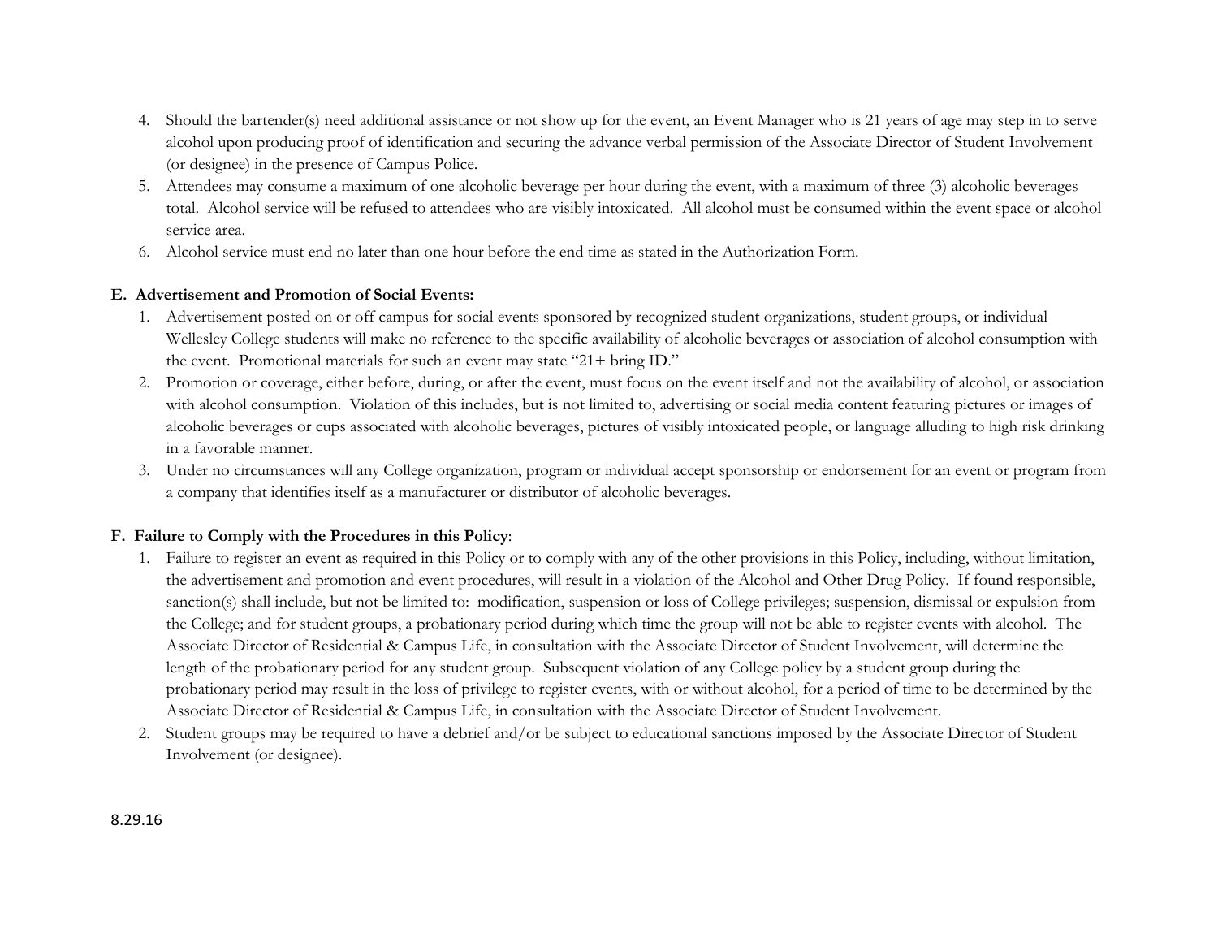4. Should the bartender(s) need additional assistance or not show up for the event, an Event Manager who is 21 years of age may step in to serve alcohol upon producing proof of identification and securing the advance verbal permission of the Associate Director of Student Involvement (or designee) in the presence of Campus Police.
5. Attendees may consume a maximum of one alcoholic beverage per hour during the event, with a maximum of three (3) alcoholic beverages total. Alcohol service will be refused to attendees who are visibly intoxicated. All alcohol must be consumed within the event space or alcohol service area.
6. Alcohol service must end no later than one hour before the end time as stated in the Authorization Form.

**E. Advertisement and Promotion of Social Events:**

1. Advertisement posted on or off campus for social events sponsored by recognized student organizations, student groups, or individual Wellesley College students will make no reference to the specific availability of alcoholic beverages or association of alcohol consumption with the event. Promotional materials for such an event may state "21+ bring ID."
2. Promotion or coverage, either before, during, or after the event, must focus on the event itself and not the availability of alcohol, or association with alcohol consumption. Violation of this includes, but is not limited to, advertising or social media content featuring pictures or images of alcoholic beverages or cups associated with alcoholic beverages, pictures of visibly intoxicated people, or language alluding to high risk drinking in a favorable manner.
3. Under no circumstances will any College organization, program or individual accept sponsorship or endorsement for an event or program from a company that identifies itself as a manufacturer or distributor of alcoholic beverages.

**F. Failure to Comply with the Procedures in this Policy**:

1. Failure to register an event as required in this Policy or to comply with any of the other provisions in this Policy, including, without limitation, the advertisement and promotion and event procedures, will result in a violation of the Alcohol and Other Drug Policy. If found responsible, sanction(s) shall include, but not be limited to: modification, suspension or loss of College privileges; suspension, dismissal or expulsion from the College; and for student groups, a probationary period during which time the group will not be able to register events with alcohol. The Associate Director of Residential & Campus Life, in consultation with the Associate Director of Student Involvement, will determine the length of the probationary period for any student group. Subsequent violation of any College policy by a student group during the probationary period may result in the loss of privilege to register events, with or without alcohol, for a period of time to be determined by the Associate Director of Residential & Campus Life, in consultation with the Associate Director of Student Involvement.
2. Student groups may be required to have a debrief and/or be subject to educational sanctions imposed by the Associate Director of Student Involvement (or designee).

8.29.16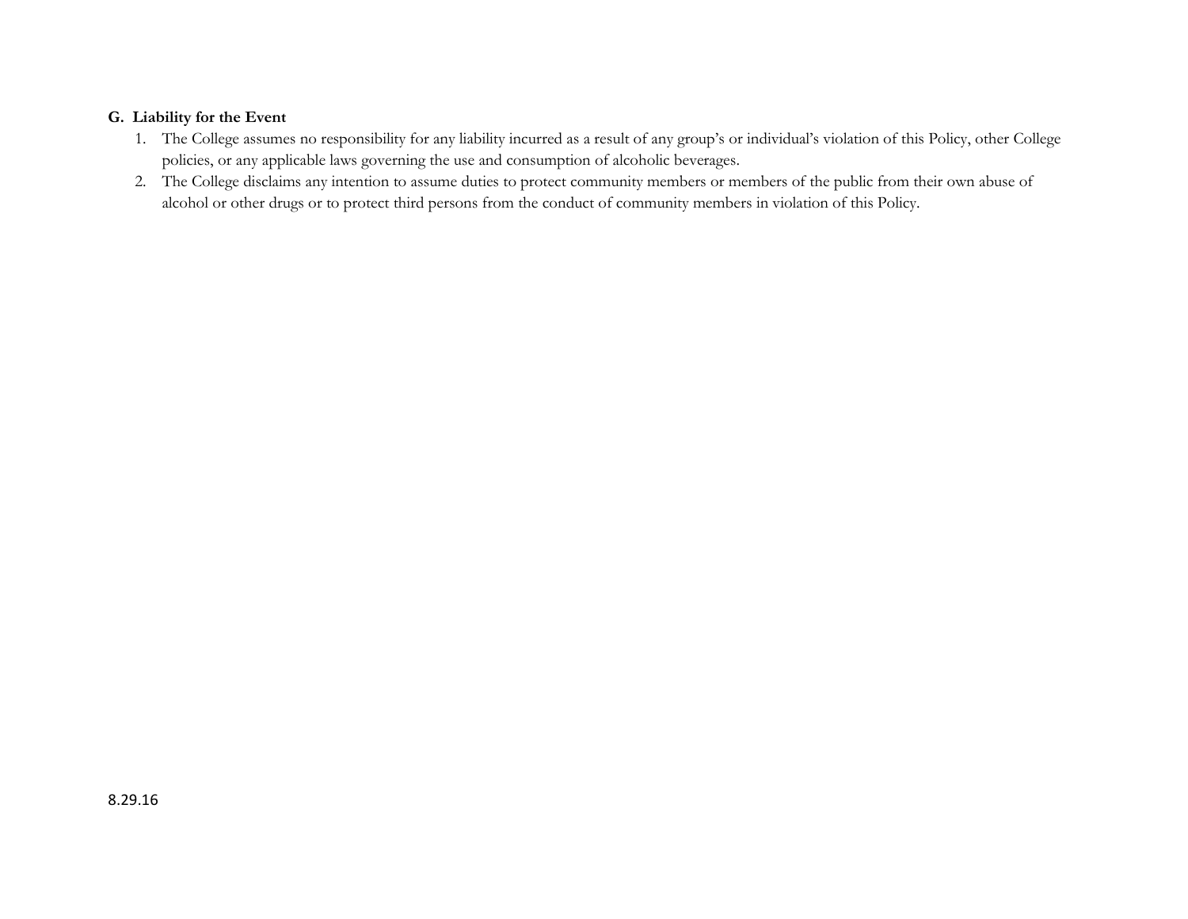**G. Liability for the Event**

1. The College assumes no responsibility for any liability incurred as a result of any group's or individual's violation of this Policy, other College policies, or any applicable laws governing the use and consumption of alcoholic beverages.
2. The College disclaims any intention to assume duties to protect community members or members of the public from their own abuse of alcohol or other drugs or to protect third persons from the conduct of community members in violation of this Policy.

8.29.16